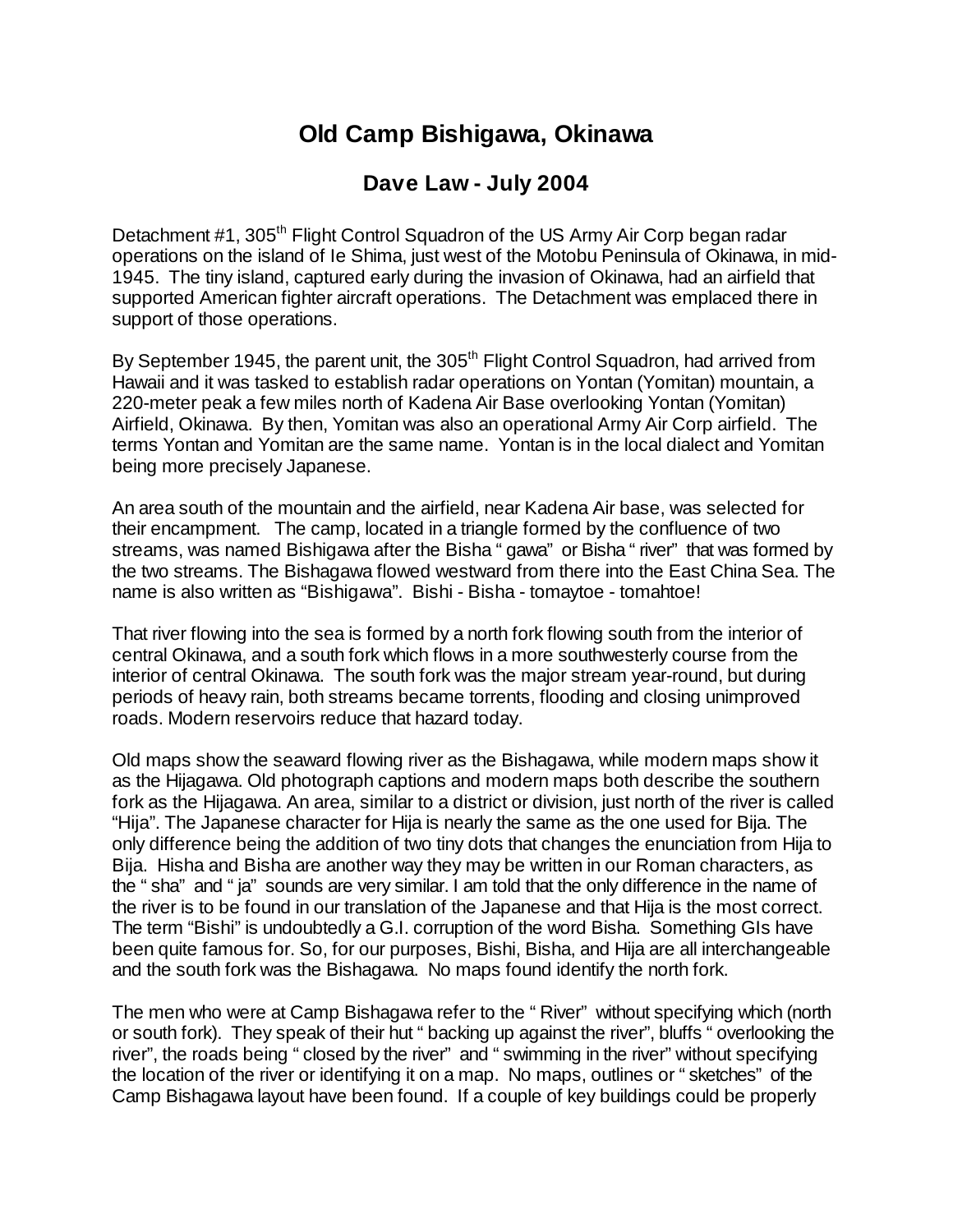# Old Camp Bishigawa, Okinawa

## Dave Law - July 2004

Detachment #1, 305th Flight Control Squadron of the US Army Air Corp began radar operations on the island of Ie Shima, just west of the Motobu Peninsula of Okinawa, in mid-1945. The tiny island, captured early during the invasion of Okinawa, had an airfield that supported American fighter aircraft operations. The Detachment was emplaced there in support of those operations.

By September 1945, the parent unit, the 305th Flight Control Squadron, had arrived from Hawaii and it was tasked to establish radar operations on Yontan (Yomitan) mountain, a 220-meter peak a few miles north of Kadena Air Base overlooking Yontan (Yomitan) Airfield, Okinawa. By then, Yomitan was also an operational Army Air Corp airfield. The terms Yontan and Yomitan are the same name. Yontan is in the local dialect and Yomitan being more precisely Japanese.

An area south of the mountain and the airfield, near Kadena Air base, was selected for their encampment. The camp, located in a triangle formed by the confluence of two streams, was named Bishigawa after the Bisha " gawa" or Bisha " river" that was formed by the two streams. The Bishagawa flowed westward from there into the East China Sea. The name is also written as "Bishigawa". Bishi - Bisha - tomaytoe - tomahtoe!

That river flowing into the sea is formed by a north fork flowing south from the interior of central Okinawa, and a south fork which flows in a more southwesterly course from the interior of central Okinawa. The south fork was the major stream year-round, but during periods of heavy rain, both streams became torrents, flooding and closing unimproved roads. Modern reservoirs reduce that hazard today.

Old maps show the seaward flowing river as the Bishagawa, while modern maps show it as the Hijagawa. Old photograph captions and modern maps both describe the southern fork as the Hijagawa. An area, similar to a district or division, just north of the river is called "Hija". The Japanese character for Hija is nearly the same as the one used for Bija. The only difference being the addition of two tiny dots that changes the enunciation from Hija to Bija. Hisha and Bisha are another way they may be written in our Roman characters, as the " sha" and " ja" sounds are very similar. I am told that the only difference in the name of the river is to be found in our translation of the Japanese and that Hija is the most correct. The term "Bishi" is undoubtedly a G.I. corruption of the word Bisha. Something GIs have been quite famous for. So, for our purposes, Bishi, Bisha, and Hija are all interchangeable and the south fork was the Bishagawa. No maps found identify the north fork.

The men who were at Camp Bishagawa refer to the " River" without specifying which (north or south fork). They speak of their hut " backing up against the river", bluffs " overlooking the river", the roads being " closed by the river" and " swimming in the river" without specifying the location of the river or identifying it on a map. No maps, outlines or " sketches" of the Camp Bishagawa layout have been found. If a couple of key buildings could be properly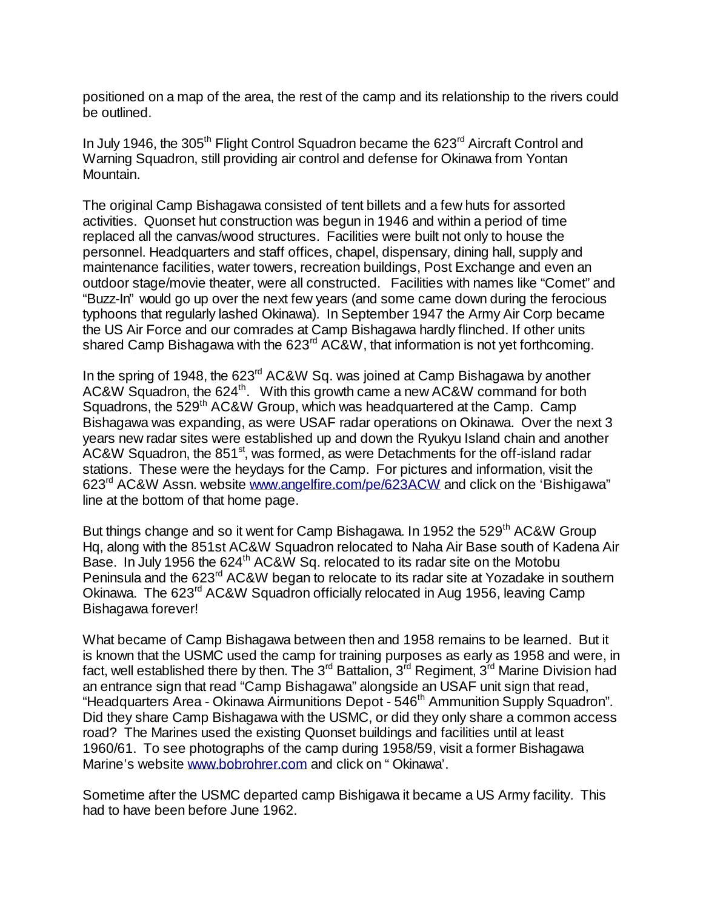positioned on a map of the area, the rest of the camp and its relationship to the rivers could be outlined.

In July 1946, the 305th Flight Control Squadron became the 623rd Aircraft Control and Warning Squadron, still providing air control and defense for Okinawa from Yontan Mountain.

The original Camp Bishagawa consisted of tent billets and a few huts for assorted activities. Quonset hut construction was begun in 1946 and within a period of time replaced all the canvas/wood structures. Facilities were built not only to house the personnel. Headquarters and staff offices, chapel, dispensary, dining hall, supply and maintenance facilities, water towers, recreation buildings, Post Exchange and even an outdoor stage/movie theater, were all constructed. Facilities with names like "Comet" and "Buzz-In" would go up over the next few years (and some came down during the ferocious typhoons that regularly lashed Okinawa). In September 1947 the Army Air Corp became the US Air Force and our comrades at Camp Bishagawa hardly flinched. If other units shared Camp Bishagawa with the 623rd AC&W, that information is not yet forthcoming.

In the spring of 1948, the 623rd AC&W Sq. was joined at Camp Bishagawa by another AC&W Squadron, the 624th. With this growth came a new AC&W command for both Squadrons, the 529th AC&W Group, which was headquartered at the Camp. Camp Bishagawa was expanding, as were USAF radar operations on Okinawa. Over the next 3 years new radar sites were established up and down the Ryukyu Island chain and another AC&W Squadron, the 851st, was formed, as were Detachments for the off-island radar stations. These were the heydays for the Camp. For pictures and information, visit the 623rd AC&W Assn. website [www.angelfire.com/pe/623ACW](www.angelfire.com/pe/623ACW) and click on the 'Bishigawa" line at the bottom of that home page.

But things change and so it went for Camp Bishagawa. In 1952 the 529th AC&W Group Hq, along with the 851st AC&W Squadron relocated to Naha Air Base south of Kadena Air Base. In July 1956 the 624th AC&W Sq. relocated to its radar site on the Motobu Peninsula and the 623rd AC&W began to relocate to its radar site at Yozadake in southern Okinawa. The 623rd AC&W Squadron officially relocated in Aug 1956, leaving Camp Bishagawa forever!

What became of Camp Bishagawa between then and 1958 remains to be learned. But it is known that the USMC used the camp for training purposes as early as 1958 and were, in fact, well established there by then. The 3rd Battalion, 3rd Regiment, 3rd Marine Division had an entrance sign that read "Camp Bishagawa" alongside an USAF unit sign that read, "Headquarters Area - Okinawa Airmunitions Depot - 546th Ammunition Supply Squadron". Did they share Camp Bishagawa with the USMC, or did they only share a common access road? The Marines used the existing Quonset buildings and facilities until at least 1960/61. To see photographs of the camp during 1958/59, visit a former Bishagawa Marine's website [www.bobrohrer.com](www.bobrohrer.com) and click on " Okinawa'.

Sometime after the USMC departed camp Bishigawa it became a US Army facility. This had to have been before June 1962.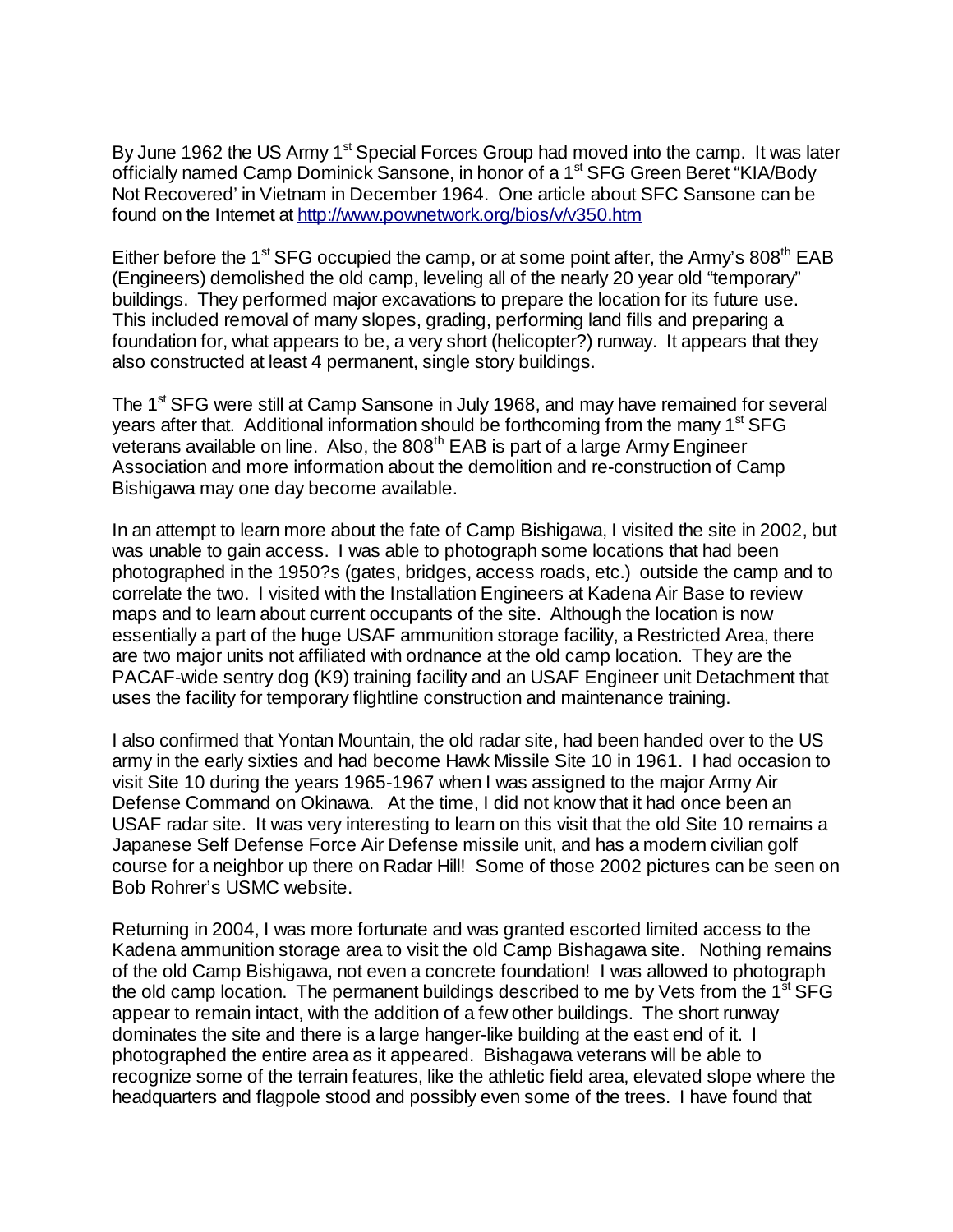By June 1962 the US Army 1st Special Forces Group had moved into the camp. It was later officially named Camp Dominick Sansone, in honor of a 1st SFG Green Beret "KIA/Body Not Recovered' in Vietnam in December 1964. One article about SFC Sansone can be found on the Internet at http://www.pownetwork.org/bios/v/v350.htm

Either before the 1st SFG occupied the camp, or at some point after, the Army's 808th EAB (Engineers) demolished the old camp, leveling all of the nearly 20 year old "temporary" buildings. They performed major excavations to prepare the location for its future use. This included removal of many slopes, grading, performing land fills and preparing a foundation for, what appears to be, a very short (helicopter?) runway. It appears that they also constructed at least 4 permanent, single story buildings.

The 1st SFG were still at Camp Sansone in July 1968, and may have remained for several years after that. Additional information should be forthcoming from the many 1st SFG veterans available on line. Also, the 808th EAB is part of a large Army Engineer Association and more information about the demolition and re-construction of Camp Bishigawa may one day become available.

In an attempt to learn more about the fate of Camp Bishigawa, I visited the site in 2002, but was unable to gain access. I was able to photograph some locations that had been photographed in the 1950?s (gates, bridges, access roads, etc.) outside the camp and to correlate the two. I visited with the Installation Engineers at Kadena Air Base to review maps and to learn about current occupants of the site. Although the location is now essentially a part of the huge USAF ammunition storage facility, a Restricted Area, there are two major units not affiliated with ordnance at the old camp location. They are the PACAF-wide sentry dog (K9) training facility and an USAF Engineer unit Detachment that uses the facility for temporary flightline construction and maintenance training.

I also confirmed that Yontan Mountain, the old radar site, had been handed over to the US army in the early sixties and had become Hawk Missile Site 10 in 1961. I had occasion to visit Site 10 during the years 1965-1967 when I was assigned to the major Army Air Defense Command on Okinawa. At the time, I did not know that it had once been an USAF radar site. It was very interesting to learn on this visit that the old Site 10 remains a Japanese Self Defense Force Air Defense missile unit, and has a modern civilian golf course for a neighbor up there on Radar Hill! Some of those 2002 pictures can be seen on Bob Rohrer's USMC website.

Returning in 2004, I was more fortunate and was granted escorted limited access to the Kadena ammunition storage area to visit the old Camp Bishagawa site. Nothing remains of the old Camp Bishigawa, not even a concrete foundation! I was allowed to photograph the old camp location. The permanent buildings described to me by Vets from the 1st SFG appear to remain intact, with the addition of a few other buildings. The short runway dominates the site and there is a large hanger-like building at the east end of it. I photographed the entire area as it appeared. Bishagawa veterans will be able to recognize some of the terrain features, like the athletic field area, elevated slope where the headquarters and flagpole stood and possibly even some of the trees. I have found that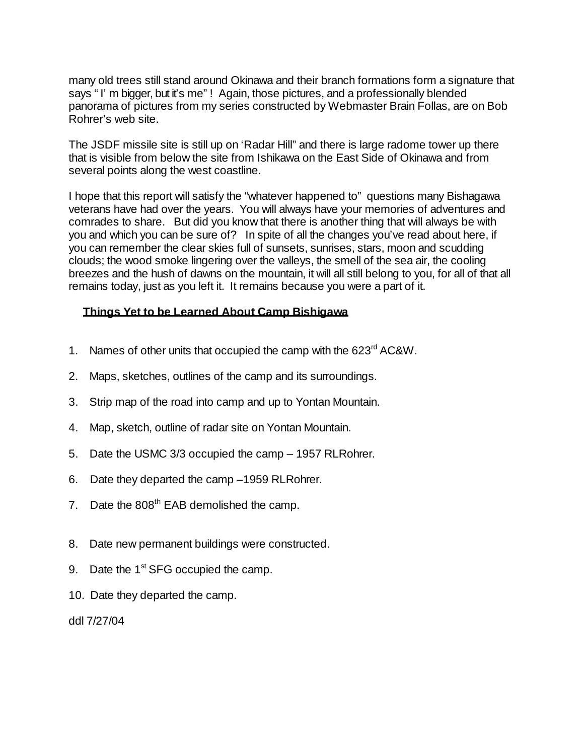many old trees still stand around Okinawa and their branch formations form a signature that says " I' m bigger, but it's me" ! Again, those pictures, and a professionally blended panorama of pictures from my series constructed by Webmaster Brain Follas, are on Bob Rohrer's web site.

The JSDF missile site is still up on 'Radar Hill" and there is large radome tower up there that is visible from below the site from Ishikawa on the East Side of Okinawa and from several points along the west coastline.

I hope that this report will satisfy the "whatever happened to" questions many Bishagawa veterans have had over the years. You will always have your memories of adventures and comrades to share. But did you know that there is another thing that will always be with you and which you can be sure of? In spite of all the changes you've read about here, if you can remember the clear skies full of sunsets, sunrises, stars, moon and scudding clouds; the wood smoke lingering over the valleys, the smell of the sea air, the cooling breezes and the hush of dawns on the mountain, it will all still belong to you, for all of that all remains today, just as you left it. It remains because you were a part of it.

**<u>Things Yet to be Learned About Camp Bishigawa</u>**

1. Names of other units that occupied the camp with the 623rd AC&W.
2. Maps, sketches, outlines of the camp and its surroundings.
3. Strip map of the road into camp and up to Yontan Mountain.
4. Map, sketch, outline of radar site on Yontan Mountain.
5. Date the USMC 3/3 occupied the camp – 1957 RLRohrer.
6. Date they departed the camp –1959 RLRohrer.
7. Date the 808th EAB demolished the camp.
8. Date new permanent buildings were constructed.
9. Date the 1st SFG occupied the camp.
10. Date they departed the camp.

ddl 7/27/04